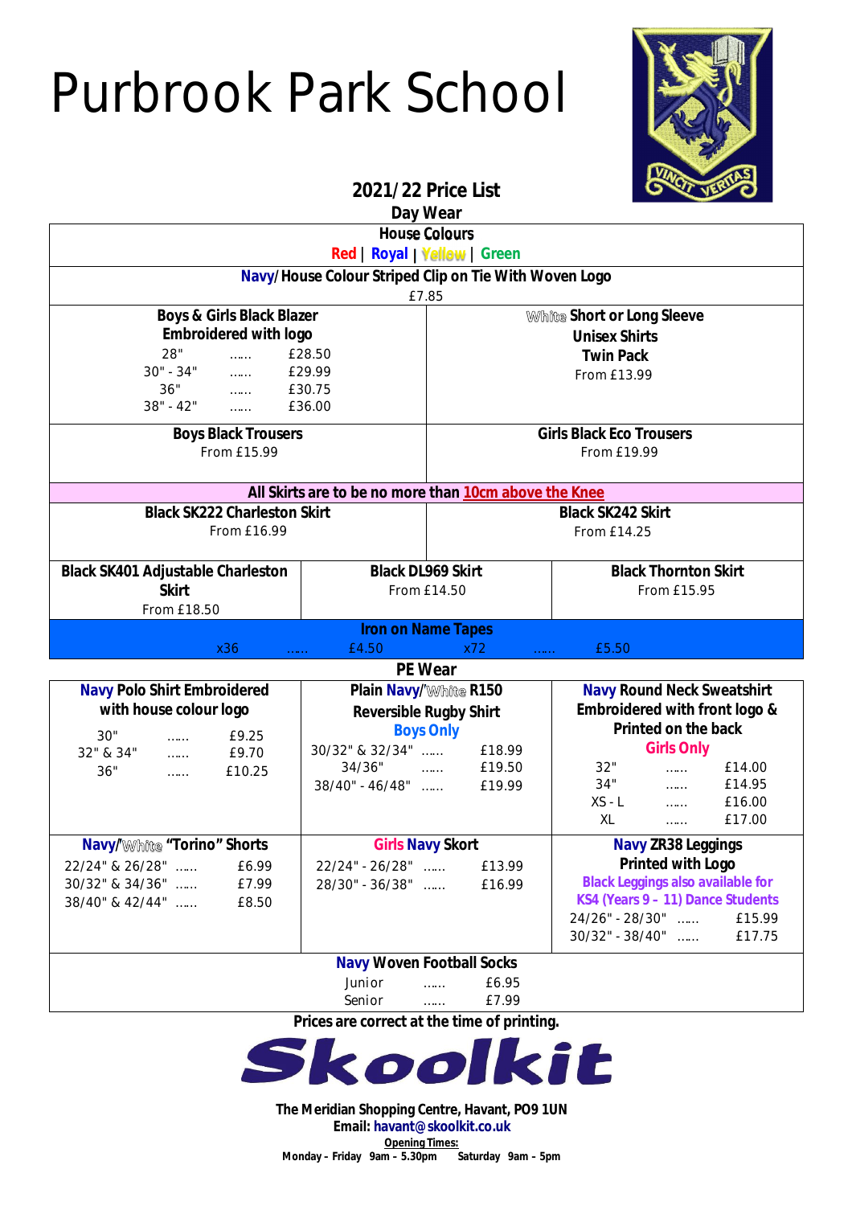# Purbrook Park School

## 2021/22 Price List

### Day Wear

**House Colours**

**Red | Royal | Yellow | Green**

**Navy/House Colour Striped Clip on Tie With Woven Logo**

£7.85

**Boys & Girls Black Blazer Embroidered with logo**

| Size | | Price |
|---|---|---|
| 28" | …… | £28.50 |
| 30" - 34" | …… | £29.99 |
| 36" | …… | £30.75 |
| 38" - 42" | …… | £36.00 |

**White Short or Long Sleeve Unisex Shirts Twin Pack**

From £13.99

**Boys Black Trousers**

From £15.99

**Girls Black Eco Trousers**

From £19.99

**All Skirts are to be no more than 10cm above the Knee**

**Black SK222 Charleston Skirt**

From £16.99

**Black SK242 Skirt**

From £14.25

**Black SK401 Adjustable Charleston Skirt**

From £18.50

**Black DL969 Skirt**

From £14.50

**Black Thornton Skirt**

From £15.95

**Iron on Name Tapes**

x36 …… £4.50 x72 …… £5.50

### PE Wear

**Navy Polo Shirt Embroidered with house colour logo**

| Size | | Price |
|---|---|---|
| 30" | …… | £9.25 |
| 32" & 34" | …… | £9.70 |
| 36" | …… | £10.25 |

**Plain Navy/White R150 Reversible Rugby Shirt**
**Boys Only**

| Size | | Price |
|---|---|---|
| 30/32" & 32/34" | …… | £18.99 |
| 34/36" | …… | £19.50 |
| 38/40" - 46/48" | …… | £19.99 |

**Navy Round Neck Sweatshirt Embroidered with front logo & Printed on the back**
**Girls Only**

| Size | | Price |
|---|---|---|
| 32" | …… | £14.00 |
| 34" | …… | £14.95 |
| XS - L | …… | £16.00 |
| XL | …… | £17.00 |

**Navy/White "Torino" Shorts**

| Size | | Price |
|---|---|---|
| 22/24" & 26/28" | …… | £6.99 |
| 30/32" & 34/36" | …… | £7.99 |
| 38/40" & 42/44" | …… | £8.50 |

**Girls Navy Skort**

| Size | | Price |
|---|---|---|
| 22/24" - 26/28" | …… | £13.99 |
| 28/30" - 36/38" | …… | £16.99 |

**Navy ZR38 Leggings Printed with Logo**
**Black Leggings also available for KS4 (Years 9 – 11) Dance Students**

| Size | | Price |
|---|---|---|
| 24/26" - 28/30" | …… | £15.99 |
| 30/32" - 38/40" | …… | £17.75 |

**Navy Woven Football Socks**

| Size | | Price |
|---|---|---|
| Junior | …… | £6.95 |
| Senior | …… | £7.99 |

**Prices are correct at the time of printing.**

**Skoolkit**

**The Meridian Shopping Centre, Havant, PO9 1UN**
**Email: havant@skoolkit.co.uk**

**Opening Times:**
**Monday – Friday 9am – 5.30pm Saturday 9am – 5pm**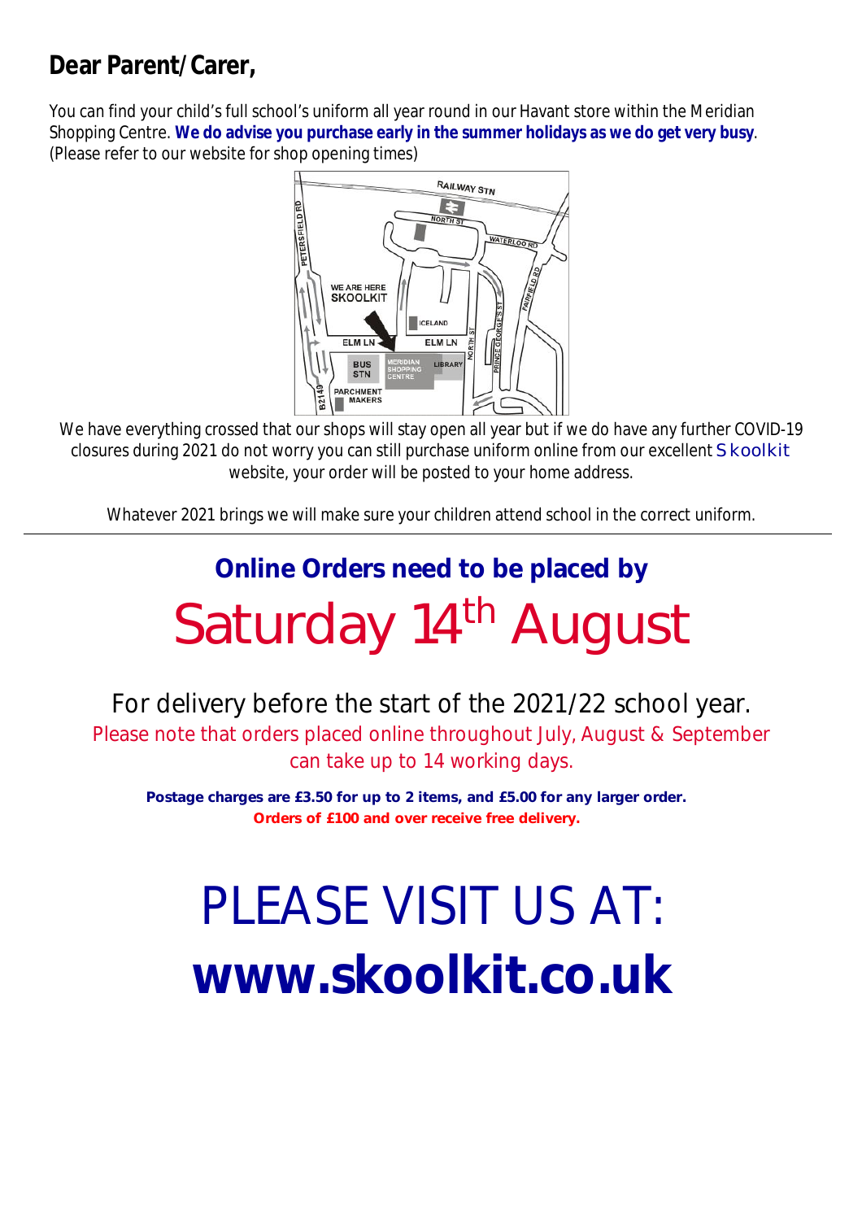**Dear Parent/Carer,**

You can find your child's full school's uniform all year round in our Havant store within the Meridian Shopping Centre. **We do advise you purchase early in the summer holidays as we do get very busy**. (Please refer to our website for shop opening times)

RAILWAY STN
NORTH ST
WATERLOO RD
PETERSFIELD RD
FAIRFIELD RD
WE ARE HERE
SKOOLKIT
ICELAND
ELM LN
ELM LN
NORTH ST
PRINCE GEORGE'S ST
BUS STN
MERIDIAN SHOPPING CENTRE
LIBRARY
PARCHMENT MAKERS
B2149

We have everything crossed that our shops will stay open all year but if we do have any further COVID-19 closures during 2021 do not worry you can still purchase uniform online from our excellent Skoolkit website, your order will be posted to your home address.

Whatever 2021 brings we will make sure your children attend school in the correct uniform.

---

## Online Orders need to be placed by

# Saturday 14th August

For delivery before the start of the 2021/22 school year.

Please note that orders placed online throughout July, August & September can take up to 14 working days.

**Postage charges are £3.50 for up to 2 items, and £5.00 for any larger order.**

**Orders of £100 and over receive free delivery.**

# PLEASE VISIT US AT:

# www.skoolkit.co.uk